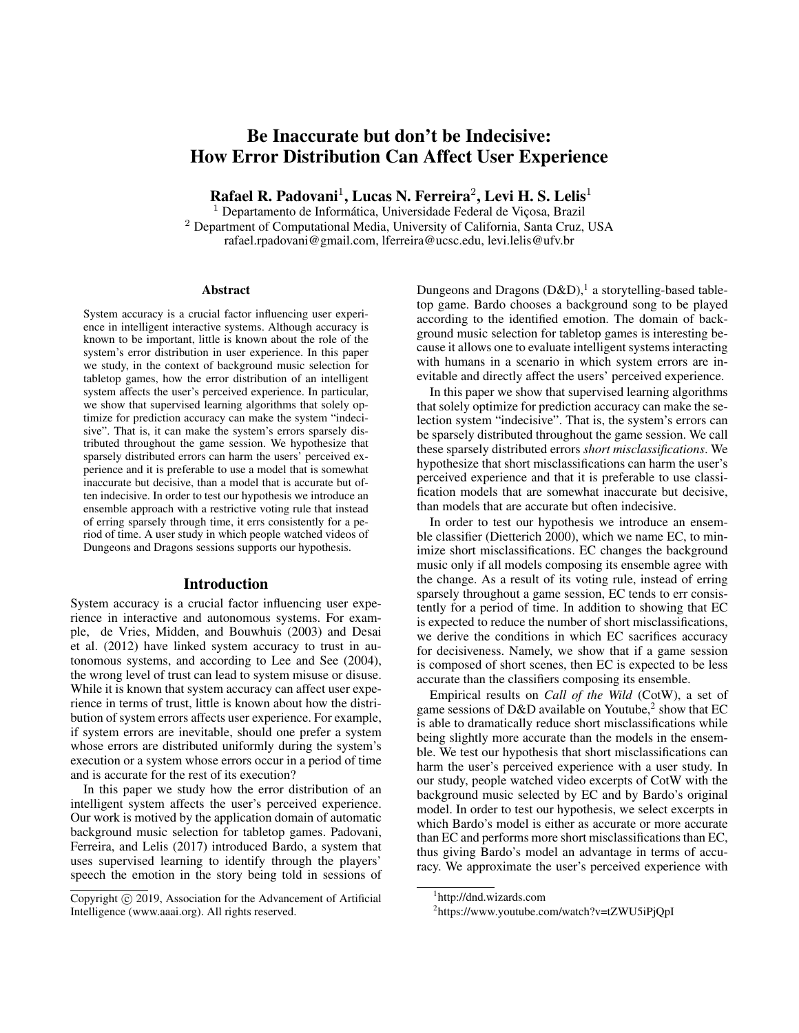# Be Inaccurate but don't be Indecisive: How Error Distribution Can Affect User Experience

**Rafael R. Padovani**[1], **Lucas N. Ferreira**[2], **Levi H. S. Lelis**[1]

[1] Departamento de Informática, Universidade Federal de Viçosa, Brazil
[2] Department of Computational Media, University of California, Santa Cruz, USA
rafael.rpadovani@gmail.com, lferreira@ucsc.edu, levi.lelis@ufv.br

## Abstract

System accuracy is a crucial factor influencing user experience in intelligent interactive systems. Although accuracy is known to be important, little is known about the role of the system's error distribution in user experience. In this paper we study, in the context of background music selection for tabletop games, how the error distribution of an intelligent system affects the user's perceived experience. In particular, we show that supervised learning algorithms that solely optimize for prediction accuracy can make the system "indecisive". That is, it can make the system's errors sparsely distributed throughout the game session. We hypothesize that sparsely distributed errors can harm the users' perceived experience and it is preferable to use a model that is somewhat inaccurate but decisive, than a model that is accurate but often indecisive. In order to test our hypothesis we introduce an ensemble approach with a restrictive voting rule that instead of erring sparsely through time, it errs consistently for a period of time. A user study in which people watched videos of Dungeons and Dragons sessions supports our hypothesis.

## Introduction

System accuracy is a crucial factor influencing user experience in interactive and autonomous systems. For example, de Vries, Midden, and Bouwhuis (2003) and Desai et al. (2012) have linked system accuracy to trust in autonomous systems, and according to Lee and See (2004), the wrong level of trust can lead to system misuse or disuse. While it is known that system accuracy can affect user experience in terms of trust, little is known about how the distribution of system errors affects user experience. For example, if system errors are inevitable, should one prefer a system whose errors are distributed uniformly during the system's execution or a system whose errors occur in a period of time and is accurate for the rest of its execution?

In this paper we study how the error distribution of an intelligent system affects the user's perceived experience. Our work is motived by the application domain of automatic background music selection for tabletop games. Padovani, Ferreira, and Lelis (2017) introduced Bardo, a system that uses supervised learning to identify through the players' speech the emotion in the story being told in sessions of Dungeons and Dragons (D&D),[1] a storytelling-based tabletop game. Bardo chooses a background song to be played according to the identified emotion. The domain of background music selection for tabletop games is interesting because it allows one to evaluate intelligent systems interacting with humans in a scenario in which system errors are inevitable and directly affect the users' perceived experience.

In this paper we show that supervised learning algorithms that solely optimize for prediction accuracy can make the selection system "indecisive". That is, the system's errors can be sparsely distributed throughout the game session. We call these sparsely distributed errors *short misclassifications*. We hypothesize that short misclassifications can harm the user's perceived experience and that it is preferable to use classification models that are somewhat inaccurate but decisive, than models that are accurate but often indecisive.

In order to test our hypothesis we introduce an ensemble classifier (Dietterich 2000), which we name EC, to minimize short misclassifications. EC changes the background music only if all models composing its ensemble agree with the change. As a result of its voting rule, instead of erring sparsely throughout a game session, EC tends to err consistently for a period of time. In addition to showing that EC is expected to reduce the number of short misclassifications, we derive the conditions in which EC sacrifices accuracy for decisiveness. Namely, we show that if a game session is composed of short scenes, then EC is expected to be less accurate than the classifiers composing its ensemble.

Empirical results on *Call of the Wild* (CotW), a set of game sessions of D&D available on Youtube,[2] show that EC is able to dramatically reduce short misclassifications while being slightly more accurate than the models in the ensemble. We test our hypothesis that short misclassifications can harm the user's perceived experience with a user study. In our study, people watched video excerpts of CotW with the background music selected by EC and by Bardo's original model. In order to test our hypothesis, we select excerpts in which Bardo's model is either as accurate or more accurate than EC and performs more short misclassifications than EC, thus giving Bardo's model an advantage in terms of accuracy. We approximate the user's perceived experience with

Copyright © 2019, Association for the Advancement of Artificial Intelligence (www.aaai.org). All rights reserved.

[1] http://dnd.wizards.com

[2] https://www.youtube.com/watch?v=tZWU5iPjQpI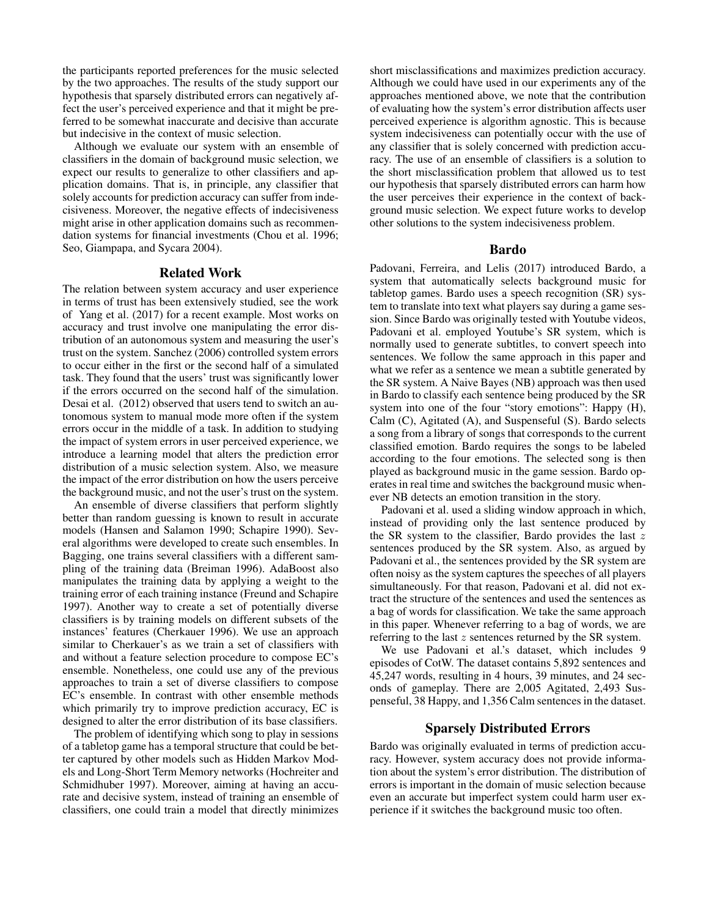the participants reported preferences for the music selected by the two approaches. The results of the study support our hypothesis that sparsely distributed errors can negatively affect the user's perceived experience and that it might be preferred to be somewhat inaccurate and decisive than accurate but indecisive in the context of music selection.

Although we evaluate our system with an ensemble of classifiers in the domain of background music selection, we expect our results to generalize to other classifiers and application domains. That is, in principle, any classifier that solely accounts for prediction accuracy can suffer from indecisiveness. Moreover, the negative effects of indecisiveness might arise in other application domains such as recommendation systems for financial investments (Chou et al. 1996; Seo, Giampapa, and Sycara 2004).

## Related Work

The relation between system accuracy and user experience in terms of trust has been extensively studied, see the work of Yang et al. (2017) for a recent example. Most works on accuracy and trust involve one manipulating the error distribution of an autonomous system and measuring the user's trust on the system. Sanchez (2006) controlled system errors to occur either in the first or the second half of a simulated task. They found that the users' trust was significantly lower if the errors occurred on the second half of the simulation. Desai et al. (2012) observed that users tend to switch an autonomous system to manual mode more often if the system errors occur in the middle of a task. In addition to studying the impact of system errors in user perceived experience, we introduce a learning model that alters the prediction error distribution of a music selection system. Also, we measure the impact of the error distribution on how the users perceive the background music, and not the user's trust on the system.

An ensemble of diverse classifiers that perform slightly better than random guessing is known to result in accurate models (Hansen and Salamon 1990; Schapire 1990). Several algorithms were developed to create such ensembles. In Bagging, one trains several classifiers with a different sampling of the training data (Breiman 1996). AdaBoost also manipulates the training data by applying a weight to the training error of each training instance (Freund and Schapire 1997). Another way to create a set of potentially diverse classifiers is by training models on different subsets of the instances' features (Cherkauer 1996). We use an approach similar to Cherkauer's as we train a set of classifiers with and without a feature selection procedure to compose EC's ensemble. Nonetheless, one could use any of the previous approaches to train a set of diverse classifiers to compose EC's ensemble. In contrast with other ensemble methods which primarily try to improve prediction accuracy, EC is designed to alter the error distribution of its base classifiers.

The problem of identifying which song to play in sessions of a tabletop game has a temporal structure that could be better captured by other models such as Hidden Markov Models and Long-Short Term Memory networks (Hochreiter and Schmidhuber 1997). Moreover, aiming at having an accurate and decisive system, instead of training an ensemble of classifiers, one could train a model that directly minimizes short misclassifications and maximizes prediction accuracy. Although we could have used in our experiments any of the approaches mentioned above, we note that the contribution of evaluating how the system's error distribution affects user perceived experience is algorithm agnostic. This is because system indecisiveness can potentially occur with the use of any classifier that is solely concerned with prediction accuracy. The use of an ensemble of classifiers is a solution to the short misclassification problem that allowed us to test our hypothesis that sparsely distributed errors can harm how the user perceives their experience in the context of background music selection. We expect future works to develop other solutions to the system indecisiveness problem.

## Bardo

Padovani, Ferreira, and Lelis (2017) introduced Bardo, a system that automatically selects background music for tabletop games. Bardo uses a speech recognition (SR) system to translate into text what players say during a game session. Since Bardo was originally tested with Youtube videos, Padovani et al. employed Youtube's SR system, which is normally used to generate subtitles, to convert speech into sentences. We follow the same approach in this paper and what we refer as a sentence we mean a subtitle generated by the SR system. A Naive Bayes (NB) approach was then used in Bardo to classify each sentence being produced by the SR system into one of the four "story emotions": Happy (H), Calm (C), Agitated (A), and Suspenseful (S). Bardo selects a song from a library of songs that corresponds to the current classified emotion. Bardo requires the songs to be labeled according to the four emotions. The selected song is then played as background music in the game session. Bardo operates in real time and switches the background music whenever NB detects an emotion transition in the story.

Padovani et al. used a sliding window approach in which, instead of providing only the last sentence produced by the SR system to the classifier, Bardo provides the last $z$ sentences produced by the SR system. Also, as argued by Padovani et al., the sentences provided by the SR system are often noisy as the system captures the speeches of all players simultaneously. For that reason, Padovani et al. did not extract the structure of the sentences and used the sentences as a bag of words for classification. We take the same approach in this paper. Whenever referring to a bag of words, we are referring to the last $z$ sentences returned by the SR system.

We use Padovani et al.'s dataset, which includes 9 episodes of CotW. The dataset contains 5,892 sentences and 45,247 words, resulting in 4 hours, 39 minutes, and 24 seconds of gameplay. There are 2,005 Agitated, 2,493 Suspenseful, 38 Happy, and 1,356 Calm sentences in the dataset.

## Sparsely Distributed Errors

Bardo was originally evaluated in terms of prediction accuracy. However, system accuracy does not provide information about the system's error distribution. The distribution of errors is important in the domain of music selection because even an accurate but imperfect system could harm user experience if it switches the background music too often.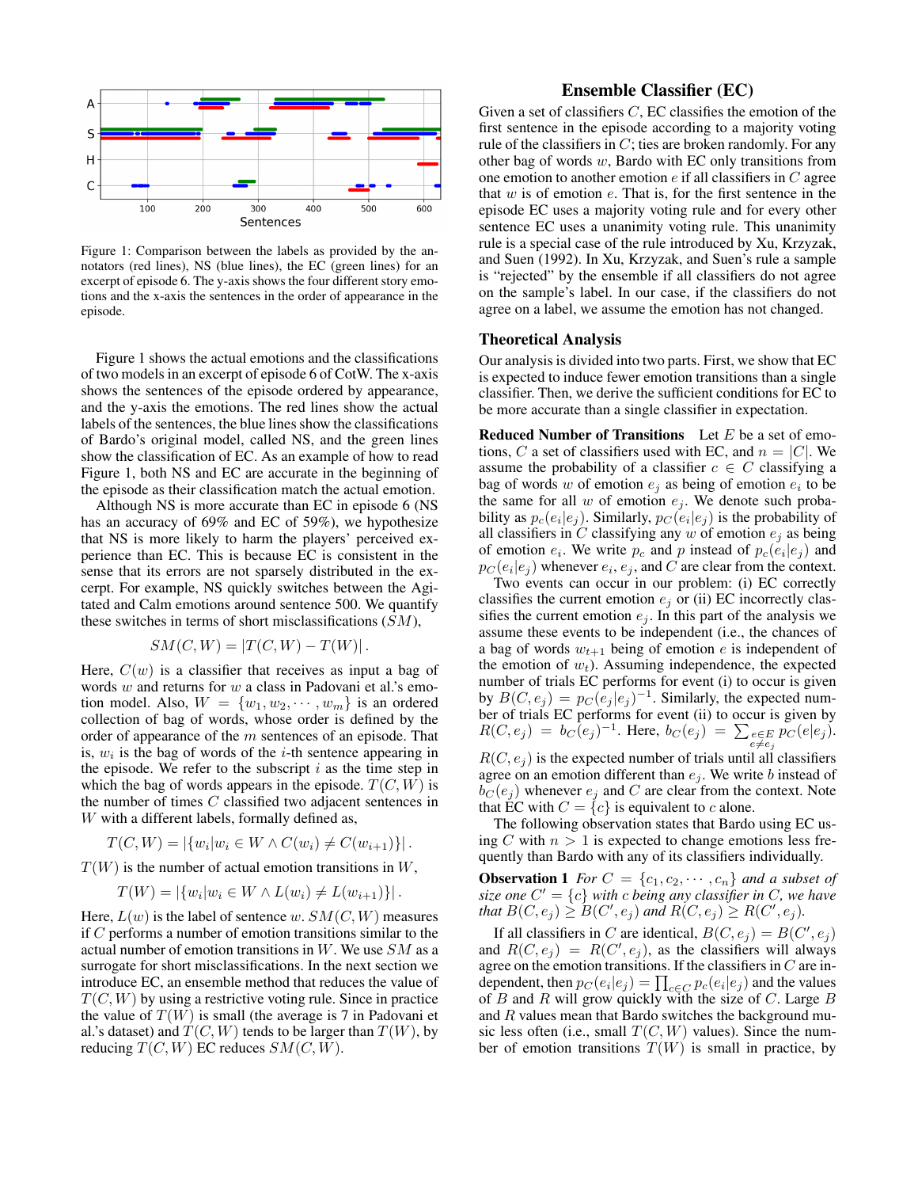Figure 1: Comparison between the labels as provided by the annotators (red lines), NS (blue lines), the EC (green lines) for an excerpt of episode 6. The y-axis shows the four different story emotions and the x-axis the sentences in the order of appearance in the episode.

Figure 1 shows the actual emotions and the classifications of two models in an excerpt of episode 6 of CotW. The x-axis shows the sentences of the episode ordered by appearance, and the y-axis the emotions. The red lines show the actual labels of the sentences, the blue lines show the classifications of Bardo's original model, called NS, and the green lines show the classification of EC. As an example of how to read Figure 1, both NS and EC are accurate in the beginning of the episode as their classification match the actual emotion.

Although NS is more accurate than EC in episode 6 (NS has an accuracy of 69% and EC of 59%), we hypothesize that NS is more likely to harm the players' perceived experience than EC. This is because EC is consistent in the sense that its errors are not sparsely distributed in the excerpt. For example, NS quickly switches between the Agitated and Calm emotions around sentence 500. We quantify these switches in terms of short misclassifications ($SM$),

$$SM(C, W) = |T(C, W) - T(W)| \, .$$

Here, $C(w)$ is a classifier that receives as input a bag of words $w$ and returns for $w$ a class in Padovani et al.'s emotion model. Also, $W = \{w_1, w_2, \cdots, w_m\}$ is an ordered collection of bag of words, whose order is defined by the order of appearance of the $m$ sentences of an episode. That is, $w_i$ is the bag of words of the $i$-th sentence appearing in the episode. We refer to the subscript $i$ as the time step in which the bag of words appears in the episode. $T(C, W)$ is the number of times $C$ classified two adjacent sentences in $W$ with a different labels, formally defined as,

$$T(C, W) = |\{w_i | w_i \in W \wedge C(w_i) \neq C(w_{i+1})\}| \, .$$

$T(W)$ is the number of actual emotion transitions in $W$,

$$T(W) = |\{w_i | w_i \in W \wedge L(w_i) \neq L(w_{i+1})\}| \, .$$

Here, $L(w)$ is the label of sentence $w$. $SM(C, W)$ measures if $C$ performs a number of emotion transitions similar to the actual number of emotion transitions in $W$. We use $SM$ as a surrogate for short misclassifications. In the next section we introduce EC, an ensemble method that reduces the value of $T(C, W)$ by using a restrictive voting rule. Since in practice the value of $T(W)$ is small (the average is 7 in Padovani et al.'s dataset) and $T(C, W)$ tends to be larger than $T(W)$, by reducing $T(C, W)$ EC reduces $SM(C, W)$.

## Ensemble Classifier (EC)

Given a set of classifiers $C$, EC classifies the emotion of the first sentence in the episode according to a majority voting rule of the classifiers in $C$; ties are broken randomly. For any other bag of words $w$, Bardo with EC only transitions from one emotion to another emotion $e$ if all classifiers in $C$ agree that $w$ is of emotion $e$. That is, for the first sentence in the episode EC uses a majority voting rule and for every other sentence EC uses a unanimity voting rule. This unanimity rule is a special case of the rule introduced by Xu, Krzyzak, and Suen (1992). In Xu, Krzyzak, and Suen's rule a sample is "rejected" by the ensemble if all classifiers do not agree on the sample's label. In our case, if the classifiers do not agree on a label, we assume the emotion has not changed.

### Theoretical Analysis

Our analysis is divided into two parts. First, we show that EC is expected to induce fewer emotion transitions than a single classifier. Then, we derive the sufficient conditions for EC to be more accurate than a single classifier in expectation.

**Reduced Number of Transitions** Let $E$ be a set of emotions, $C$ a set of classifiers used with EC, and $n = |C|$. We assume the probability of a classifier $c \in C$ classifying a bag of words $w$ of emotion $e_j$ as being of emotion $e_i$ to be the same for all $w$ of emotion $e_j$. We denote such probability as $p_c(e_i|e_j)$. Similarly, $p_C(e_i|e_j)$ is the probability of all classifiers in $C$ classifying any $w$ of emotion $e_j$ as being of emotion $e_i$. We write $p_c$ and $p$ instead of $p_c(e_i|e_j)$ and $p_C(e_i|e_j)$ whenever $e_i$, $e_j$, and $C$ are clear from the context.

Two events can occur in our problem: (i) EC correctly classifies the current emotion $e_j$ or (ii) EC incorrectly classifies the current emotion $e_j$. In this part of the analysis we assume these events to be independent (i.e., the chances of a bag of words $w_{t+1}$ being of emotion $e$ is independent of the emotion of $w_t$). Assuming independence, the expected number of trials EC performs for event (i) to occur is given by $B(C, e_j) = p_C(e_j|e_j)^{-1}$. Similarly, the expected number of trials EC performs for event (ii) to occur is given by $R(C, e_j) = b_C(e_j)^{-1}$. Here, $b_C(e_j) = \sum_{\substack{e \in E \\ e \neq e_j}} p_C(e|e_j)$. $R(C, e_j)$ is the expected number of trials until all classifiers agree on an emotion different than $e_j$. We write $b$ instead of $b_C(e_j)$ whenever $e_j$ and $C$ are clear from the context. Note that EC with $C = \{c\}$ is equivalent to $c$ alone.

The following observation states that Bardo using EC using $C$ with $n > 1$ is expected to change emotions less frequently than Bardo with any of its classifiers individually.

**Observation 1** *For $C = \{c_1, c_2, \cdots, c_n\}$ and a subset of size one $C' = \{c\}$ with $c$ being any classifier in $C$, we have that $B(C, e_j) \geq B(C', e_j)$ and $R(C, e_j) \geq R(C', e_j)$.*

If all classifiers in $C$ are identical, $B(C, e_j) = B(C', e_j)$ and $R(C, e_j) = R(C', e_j)$, as the classifiers will always agree on the emotion transitions. If the classifiers in $C$ are independent, then $p_C(e_i|e_j) = \prod_{c \in C} p_c(e_i|e_j)$ and the values of $B$ and $R$ will grow quickly with the size of $C$. Large $B$ and $R$ values mean that Bardo switches the background music less often (i.e., small $T(C, W)$ values). Since the number of emotion transitions $T(W)$ is small in practice, by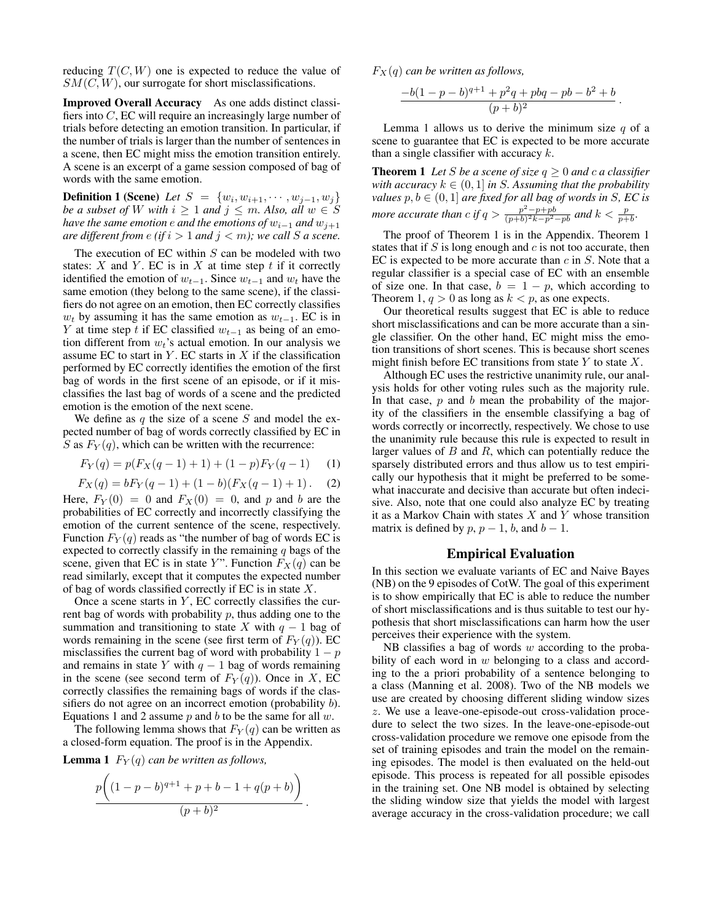reducing $T(C, W)$ one is expected to reduce the value of $SM(C, W)$, our surrogate for short misclassifications.

**Improved Overall Accuracy** As one adds distinct classifiers into $C$, EC will require an increasingly large number of trials before detecting an emotion transition. In particular, if the number of trials is larger than the number of sentences in a scene, then EC might miss the emotion transition entirely. A scene is an excerpt of a game session composed of bag of words with the same emotion.

**Definition 1 (Scene)** *Let $S = \{w_i, w_{i+1}, \cdots, w_{j-1}, w_j\}$ be a subset of $W$ with $i \geq 1$ and $j \leq m$. Also, all $w \in S$ have the same emotion $e$ and the emotions of $w_{i-1}$ and $w_{j+1}$ are different from $e$ (if $i > 1$ and $j < m$); we call $S$ a scene.*

The execution of EC within $S$ can be modeled with two states: $X$ and $Y$. EC is in $X$ at time step $t$ if it correctly identified the emotion of $w_{t-1}$. Since $w_{t-1}$ and $w_t$ have the same emotion (they belong to the same scene), if the classifiers do not agree on an emotion, then EC correctly classifies $w_t$ by assuming it has the same emotion as $w_{t-1}$. EC is in $Y$ at time step $t$ if EC classified $w_{t-1}$ as being of an emotion different from $w_t$'s actual emotion. In our analysis we assume EC to start in $Y$. EC starts in $X$ if the classification performed by EC correctly identifies the emotion of the first bag of words in the first scene of an episode, or if it misclassifies the last bag of words of a scene and the predicted emotion is the emotion of the next scene.

We define as $q$ the size of a scene $S$ and model the expected number of bag of words correctly classified by EC in $S$ as $F_Y(q)$, which can be written with the recurrence:

$$F_Y(q) = p(F_X(q-1) + 1) + (1-p)F_Y(q-1) \quad (1)$$

$$F_X(q) = bF_Y(q-1) + (1-b)(F_X(q-1) + 1). \quad (2)$$

Here, $F_Y(0) = 0$ and $F_X(0) = 0$, and $p$ and $b$ are the probabilities of EC correctly and incorrectly classifying the emotion of the current sentence of the scene, respectively. Function $F_Y(q)$ reads as "the number of bag of words EC is expected to correctly classify in the remaining $q$ bags of the scene, given that EC is in state $Y$". Function $F_X(q)$ can be read similarly, except that it computes the expected number of bag of words classified correctly if EC is in state $X$.

Once a scene starts in $Y$, EC correctly classifies the current bag of words with probability $p$, thus adding one to the summation and transitioning to state $X$ with $q-1$ bag of words remaining in the scene (see first term of $F_Y(q)$). EC misclassifies the current bag of word with probability $1-p$ and remains in state $Y$ with $q-1$ bag of words remaining in the scene (see second term of $F_Y(q)$). Once in $X$, EC correctly classifies the remaining bags of words if the classifiers do not agree on an incorrect emotion (probability $b$). Equations 1 and 2 assume $p$ and $b$ to be the same for all $w$.

The following lemma shows that $F_Y(q)$ can be written as a closed-form equation. The proof is in the Appendix.

**Lemma 1** *$F_Y(q)$ can be written as follows,*

$$\frac{p\bigg((1-p-b)^{q+1} + p + b - 1 + q(p+b)\bigg)}{(p+b)^2}.$$

*$F_X(q)$ can be written as follows,*

$$\frac{-b(1-p-b)^{q+1} + p^2 q + pbq - pb - b^2 + b}{(p+b)^2}.$$

Lemma 1 allows us to derive the minimum size $q$ of a scene to guarantee that EC is expected to be more accurate than a single classifier with accuracy $k$.

**Theorem 1** *Let $S$ be a scene of size $q \geq 0$ and $c$ a classifier with accuracy $k \in (0, 1]$ in $S$. Assuming that the probability values $p, b \in (0, 1]$ are fixed for all bag of words in $S$, EC is more accurate than $c$ if $q > \frac{p^2 - p + pb}{(p+b)^2 k - p^2 - pb}$ and $k < \frac{p}{p+b}$.*

The proof of Theorem 1 is in the Appendix. Theorem 1 states that if $S$ is long enough and $c$ is not too accurate, then EC is expected to be more accurate than $c$ in $S$. Note that a regular classifier is a special case of EC with an ensemble of size one. In that case, $b = 1 - p$, which according to Theorem 1, $q > 0$ as long as $k < p$, as one expects.

Our theoretical results suggest that EC is able to reduce short misclassifications and can be more accurate than a single classifier. On the other hand, EC might miss the emotion transitions of short scenes. This is because short scenes might finish before EC transitions from state $Y$ to state $X$.

Although EC uses the restrictive unanimity rule, our analysis holds for other voting rules such as the majority rule. In that case, $p$ and $b$ mean the probability of the majority of the classifiers in the ensemble classifying a bag of words correctly or incorrectly, respectively. We chose to use the unanimity rule because this rule is expected to result in larger values of $B$ and $R$, which can potentially reduce the sparsely distributed errors and thus allow us to test empirically our hypothesis that it might be preferred to be somewhat inaccurate and decisive than accurate but often indecisive. Also, note that one could also analyze EC by treating it as a Markov Chain with states $X$ and $Y$ whose transition matrix is defined by $p$, $p-1$, $b$, and $b-1$.

## Empirical Evaluation

In this section we evaluate variants of EC and Naive Bayes (NB) on the 9 episodes of CotW. The goal of this experiment is to show empirically that EC is able to reduce the number of short misclassifications and is thus suitable to test our hypothesis that short misclassifications can harm how the user perceives their experience with the system.

NB classifies a bag of words $w$ according to the probability of each word in $w$ belonging to a class and according to the a priori probability of a sentence belonging to a class (Manning et al. 2008). Two of the NB models we use are created by choosing different sliding window sizes $z$. We use a leave-one-episode-out cross-validation procedure to select the two sizes. In the leave-one-episode-out cross-validation procedure we remove one episode from the set of training episodes and train the model on the remaining episodes. The model is then evaluated on the held-out episode. This process is repeated for all possible episodes in the training set. One NB model is obtained by selecting the sliding window size that yields the model with largest average accuracy in the cross-validation procedure; we call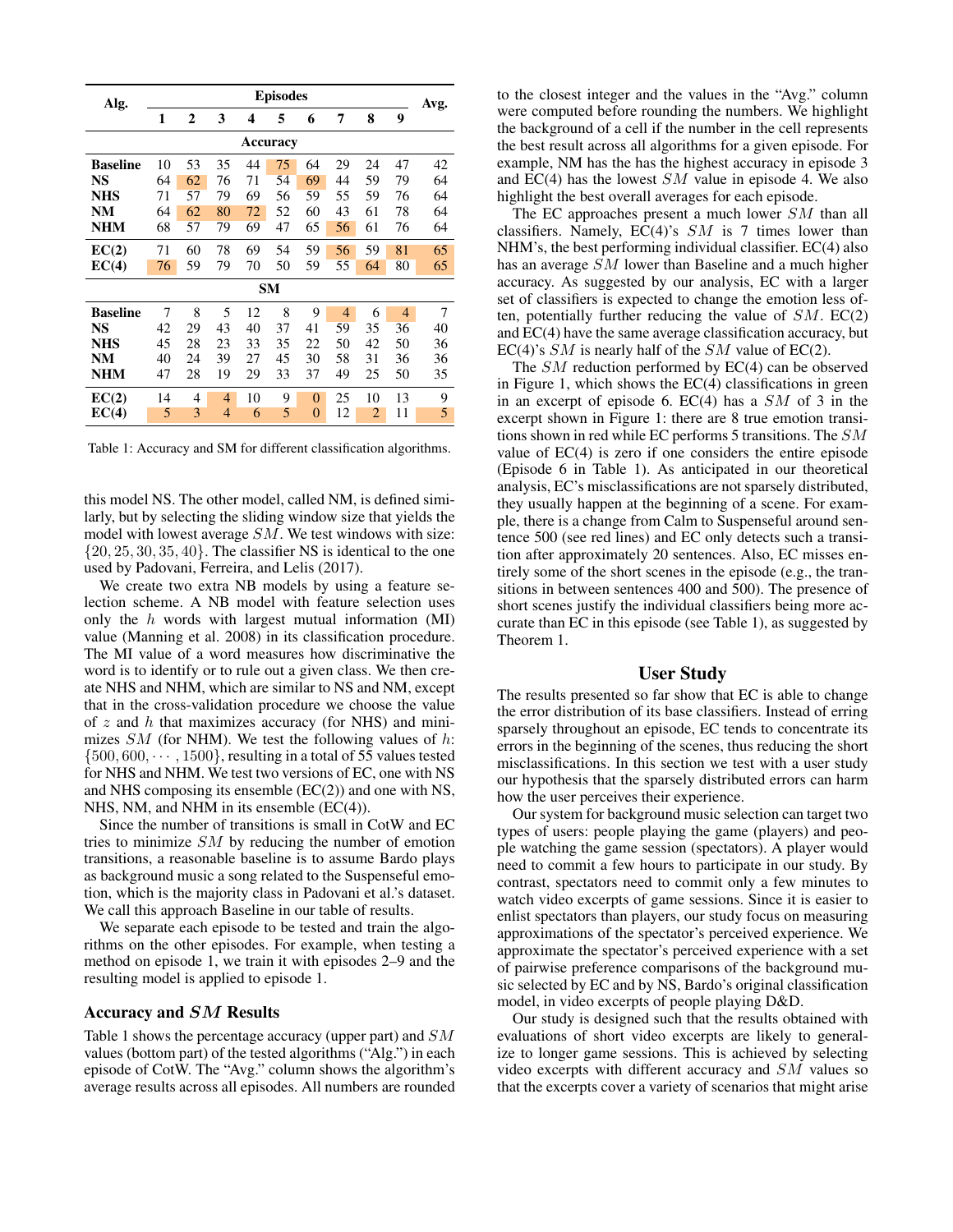| Alg. | Episodes | | | | | | | | | Avg. |
|---|---|---|---|---|---|---|---|---|---|---|
| | **1** | **2** | **3** | **4** | **5** | **6** | **7** | **8** | **9** | |
| | | | | | **Accuracy** | | | | | |
| **Baseline** | 10 | 53 | 35 | 44 | 75 | 64 | 29 | 24 | 47 | 42 |
| **NS** | 64 | 62 | 76 | 71 | 54 | 69 | 44 | 59 | 79 | 64 |
| **NHS** | 71 | 57 | 79 | 69 | 56 | 59 | 55 | 59 | 76 | 64 |
| **NM** | 64 | 62 | 80 | 72 | 52 | 60 | 43 | 61 | 78 | 64 |
| **NHM** | 68 | 57 | 79 | 69 | 47 | 65 | 56 | 61 | 76 | 64 |
| **EC(2)** | 71 | 60 | 78 | 69 | 54 | 59 | 56 | 59 | 81 | 65 |
| **EC(4)** | 76 | 59 | 79 | 70 | 50 | 59 | 55 | 64 | 80 | 65 |
| | | | | | **SM** | | | | | |
| **Baseline** | 7 | 8 | 5 | 12 | 8 | 9 | 4 | 6 | 4 | 7 |
| **NS** | 42 | 29 | 43 | 40 | 37 | 41 | 59 | 35 | 36 | 40 |
| **NHS** | 45 | 28 | 23 | 33 | 35 | 22 | 50 | 42 | 50 | 36 |
| **NM** | 40 | 24 | 39 | 27 | 45 | 30 | 58 | 31 | 36 | 36 |
| **NHM** | 47 | 28 | 19 | 29 | 33 | 37 | 49 | 25 | 50 | 35 |
| **EC(2)** | 14 | 4 | 4 | 10 | 9 | 0 | 25 | 10 | 13 | 9 |
| **EC(4)** | 5 | 3 | 4 | 6 | 5 | 0 | 12 | 2 | 11 | 5 |

Table 1: Accuracy and SM for different classification algorithms.

this model NS. The other model, called NM, is defined similarly, but by selecting the sliding window size that yields the model with lowest average $SM$. We test windows with size: $\{20, 25, 30, 35, 40\}$. The classifier NS is identical to the one used by Padovani, Ferreira, and Lelis (2017).

We create two extra NB models by using a feature selection scheme. A NB model with feature selection uses only the $h$ words with largest mutual information (MI) value (Manning et al. 2008) in its classification procedure. The MI value of a word measures how discriminative the word is to identify or to rule out a given class. We then create NHS and NHM, which are similar to NS and NM, except that in the cross-validation procedure we choose the value of $z$ and $h$ that maximizes accuracy (for NHS) and minimizes $SM$ (for NHM). We test the following values of $h$: $\{500, 600, \cdots, 1500\}$, resulting in a total of 55 values tested for NHS and NHM. We test two versions of EC, one with NS and NHS composing its ensemble (EC(2)) and one with NS, NHS, NM, and NHM in its ensemble (EC(4)).

Since the number of transitions is small in CotW and EC tries to minimize $SM$ by reducing the number of emotion transitions, a reasonable baseline is to assume Bardo plays as background music a song related to the Suspenseful emotion, which is the majority class in Padovani et al.'s dataset. We call this approach Baseline in our table of results.

We separate each episode to be tested and train the algorithms on the other episodes. For example, when testing a method on episode 1, we train it with episodes 2–9 and the resulting model is applied to episode 1.

### Accuracy and $SM$ Results

Table 1 shows the percentage accuracy (upper part) and $SM$ values (bottom part) of the tested algorithms ("Alg.") in each episode of CotW. The "Avg." column shows the algorithm's average results across all episodes. All numbers are rounded to the closest integer and the values in the "Avg." column were computed before rounding the numbers. We highlight the background of a cell if the number in the cell represents the best result across all algorithms for a given episode. For example, NM has the has the highest accuracy in episode 3 and EC(4) has the lowest $SM$ value in episode 4. We also highlight the best overall averages for each episode.

The EC approaches present a much lower $SM$ than all classifiers. Namely, EC(4)'s $SM$ is 7 times lower than NHM's, the best performing individual classifier. EC(4) also has an average $SM$ lower than Baseline and a much higher accuracy. As suggested by our analysis, EC with a larger set of classifiers is expected to change the emotion less often, potentially further reducing the value of $SM$. EC(2) and EC(4) have the same average classification accuracy, but EC(4)'s $SM$ is nearly half of the $SM$ value of EC(2).

The $SM$ reduction performed by EC(4) can be observed in Figure 1, which shows the EC(4) classifications in green in an excerpt of episode 6. EC(4) has a $SM$ of 3 in the excerpt shown in Figure 1: there are 8 true emotion transitions shown in red while EC performs 5 transitions. The $SM$ value of EC(4) is zero if one considers the entire episode (Episode 6 in Table 1). As anticipated in our theoretical analysis, EC's misclassifications are not sparsely distributed, they usually happen at the beginning of a scene. For example, there is a change from Calm to Suspenseful around sentence 500 (see red lines) and EC only detects such a transition after approximately 20 sentences. Also, EC misses entirely some of the short scenes in the episode (e.g., the transitions in between sentences 400 and 500). The presence of short scenes justify the individual classifiers being more accurate than EC in this episode (see Table 1), as suggested by Theorem 1.

## User Study

The results presented so far show that EC is able to change the error distribution of its base classifiers. Instead of erring sparsely throughout an episode, EC tends to concentrate its errors in the beginning of the scenes, thus reducing the short misclassifications. In this section we test with a user study our hypothesis that the sparsely distributed errors can harm how the user perceives their experience.

Our system for background music selection can target two types of users: people playing the game (players) and people watching the game session (spectators). A player would need to commit a few hours to participate in our study. By contrast, spectators need to commit only a few minutes to watch video excerpts of game sessions. Since it is easier to enlist spectators than players, our study focus on measuring approximations of the spectator's perceived experience. We approximate the spectator's perceived experience with a set of pairwise preference comparisons of the background music selected by EC and by NS, Bardo's original classification model, in video excerpts of people playing D&D.

Our study is designed such that the results obtained with evaluations of short video excerpts are likely to generalize to longer game sessions. This is achieved by selecting video excerpts with different accuracy and $SM$ values so that the excerpts cover a variety of scenarios that might arise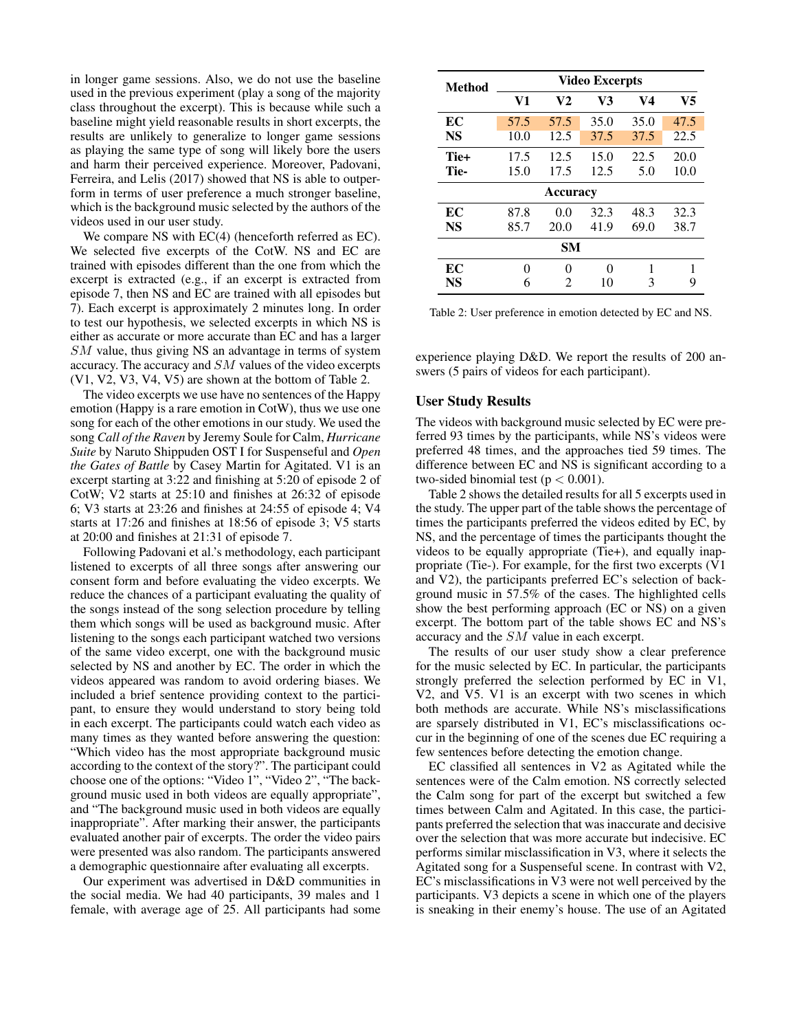in longer game sessions. Also, we do not use the baseline used in the previous experiment (play a song of the majority class throughout the excerpt). This is because while such a baseline might yield reasonable results in short excerpts, the results are unlikely to generalize to longer game sessions as playing the same type of song will likely bore the users and harm their perceived experience. Moreover, Padovani, Ferreira, and Lelis (2017) showed that NS is able to outperform in terms of user preference a much stronger baseline, which is the background music selected by the authors of the videos used in our user study.

We compare NS with EC(4) (henceforth referred as EC). We selected five excerpts of the CotW. NS and EC are trained with episodes different than the one from which the excerpt is extracted (e.g., if an excerpt is extracted from episode 7, then NS and EC are trained with all episodes but 7). Each excerpt is approximately 2 minutes long. In order to test our hypothesis, we selected excerpts in which NS is either as accurate or more accurate than EC and has a larger $SM$ value, thus giving NS an advantage in terms of system accuracy. The accuracy and $SM$ values of the video excerpts (V1, V2, V3, V4, V5) are shown at the bottom of Table 2.

The video excerpts we use have no sentences of the Happy emotion (Happy is a rare emotion in CotW), thus we use one song for each of the other emotions in our study. We used the song *Call of the Raven* by Jeremy Soule for Calm, *Hurricane Suite* by Naruto Shippuden OST I for Suspenseful and *Open the Gates of Battle* by Casey Martin for Agitated. V1 is an excerpt starting at 3:22 and finishing at 5:20 of episode 2 of CotW; V2 starts at 25:10 and finishes at 26:32 of episode 6; V3 starts at 23:26 and finishes at 24:55 of episode 4; V4 starts at 17:26 and finishes at 18:56 of episode 3; V5 starts at 20:00 and finishes at 21:31 of episode 7.

Following Padovani et al.'s methodology, each participant listened to excerpts of all three songs after answering our consent form and before evaluating the video excerpts. We reduce the chances of a participant evaluating the quality of the songs instead of the song selection procedure by telling them which songs will be used as background music. After listening to the songs each participant watched two versions of the same video excerpt, one with the background music selected by NS and another by EC. The order in which the videos appeared was random to avoid ordering biases. We included a brief sentence providing context to the participant, to ensure they would understand to story being told in each excerpt. The participants could watch each video as many times as they wanted before answering the question: "Which video has the most appropriate background music according to the context of the story?". The participant could choose one of the options: "Video 1", "Video 2", "The background music used in both videos are equally appropriate", and "The background music used in both videos are equally inappropriate". After marking their answer, the participants evaluated another pair of excerpts. The order the video pairs were presented was also random. The participants answered a demographic questionnaire after evaluating all excerpts.

Our experiment was advertised in D&D communities in the social media. We had 40 participants, 39 males and 1 female, with average age of 25. All participants had some experience playing D&D. We report the results of 200 answers (5 pairs of videos for each participant).

| Method | Video Excerpts | | | | |
|---|---|---|---|---|---|
| | V1 | V2 | V3 | V4 | V5 |
| EC | 57.5 | 57.5 | 35.0 | 35.0 | 47.5 |
| NS | 10.0 | 12.5 | 37.5 | 37.5 | 22.5 |
| Tie+ | 17.5 | 12.5 | 15.0 | 22.5 | 20.0 |
| Tie- | 15.0 | 17.5 | 12.5 | 5.0 | 10.0 |
| **Accuracy** | | | | | |
| EC | 87.8 | 0.0 | 32.3 | 48.3 | 32.3 |
| NS | 85.7 | 20.0 | 41.9 | 69.0 | 38.7 |
| **SM** | | | | | |
| EC | 0 | 0 | 0 | 1 | 1 |
| NS | 6 | 2 | 10 | 3 | 9 |

Table 2: User preference in emotion detected by EC and NS.

## User Study Results

The videos with background music selected by EC were preferred 93 times by the participants, while NS's videos were preferred 48 times, and the approaches tied 59 times. The difference between EC and NS is significant according to a two-sided binomial test ($p < 0.001$).

Table 2 shows the detailed results for all 5 excerpts used in the study. The upper part of the table shows the percentage of times the participants preferred the videos edited by EC, by NS, and the percentage of times the participants thought the videos to be equally appropriate (Tie+), and equally inappropriate (Tie-). For example, for the first two excerpts (V1 and V2), the participants preferred EC's selection of background music in 57.5% of the cases. The highlighted cells show the best performing approach (EC or NS) on a given excerpt. The bottom part of the table shows EC and NS's accuracy and the $SM$ value in each excerpt.

The results of our user study show a clear preference for the music selected by EC. In particular, the participants strongly preferred the selection performed by EC in V1, V2, and V5. V1 is an excerpt with two scenes in which both methods are accurate. While NS's misclassifications are sparsely distributed in V1, EC's misclassifications occur in the beginning of one of the scenes due EC requiring a few sentences before detecting the emotion change.

EC classified all sentences in V2 as Agitated while the sentences were of the Calm emotion. NS correctly selected the Calm song for part of the excerpt but switched a few times between Calm and Agitated. In this case, the participants preferred the selection that was inaccurate and decisive over the selection that was more accurate but indecisive. EC performs similar misclassification in V3, where it selects the Agitated song for a Suspenseful scene. In contrast with V2, EC's misclassifications in V3 were not well perceived by the participants. V3 depicts a scene in which one of the players is sneaking in their enemy's house. The use of an Agitated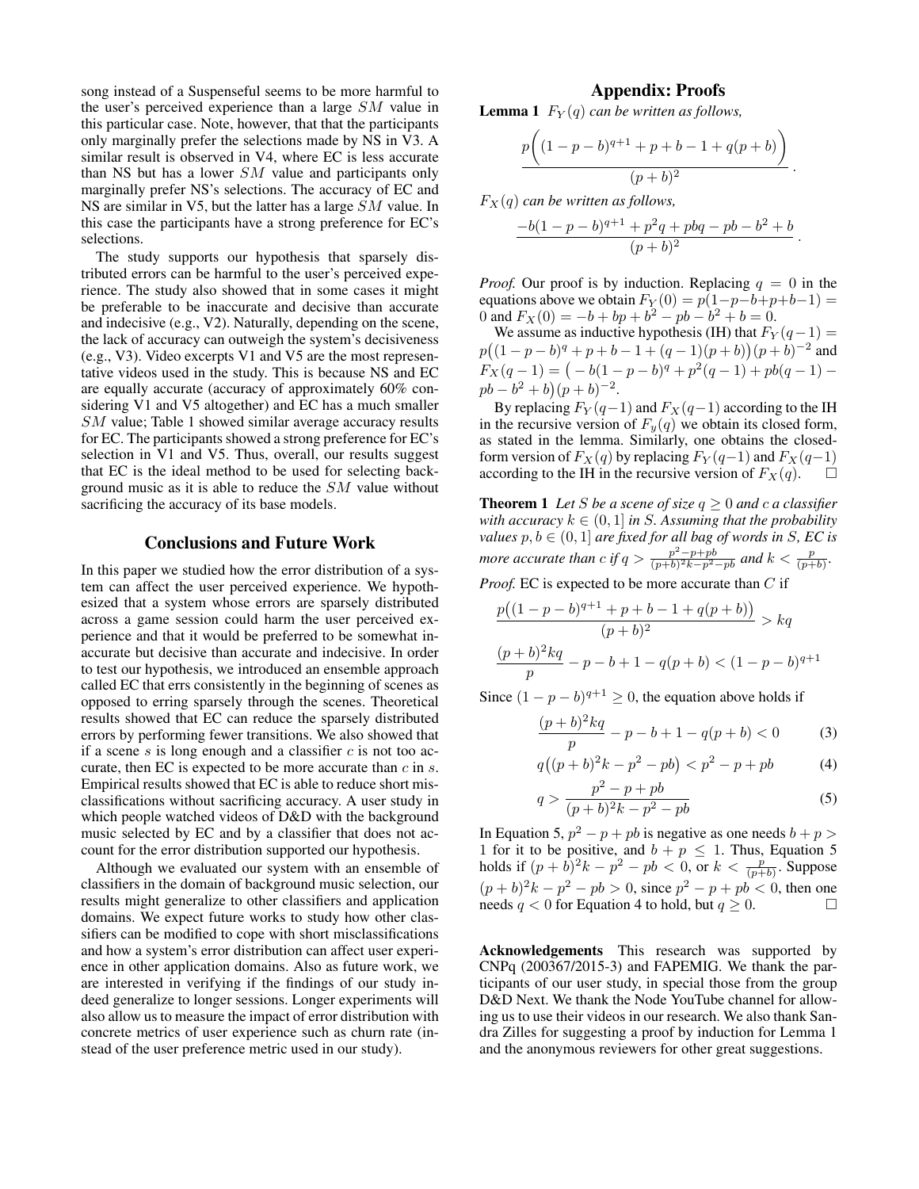song instead of a Suspenseful seems to be more harmful to the user's perceived experience than a large $SM$ value in this particular case. Note, however, that that the participants only marginally prefer the selections made by NS in V3. A similar result is observed in V4, where EC is less accurate than NS but has a lower $SM$ value and participants only marginally prefer NS's selections. The accuracy of EC and NS are similar in V5, but the latter has a large $SM$ value. In this case the participants have a strong preference for EC's selections.

The study supports our hypothesis that sparsely distributed errors can be harmful to the user's perceived experience. The study also showed that in some cases it might be preferable to be inaccurate and decisive than accurate and indecisive (e.g., V2). Naturally, depending on the scene, the lack of accuracy can outweigh the system's decisiveness (e.g., V3). Video excerpts V1 and V5 are the most representative videos used in the study. This is because NS and EC are equally accurate (accuracy of approximately 60% considering V1 and V5 altogether) and EC has a much smaller $SM$ value; Table 1 showed similar average accuracy results for EC. The participants showed a strong preference for EC's selection in V1 and V5. Thus, overall, our results suggest that EC is the ideal method to be used for selecting background music as it is able to reduce the $SM$ value without sacrificing the accuracy of its base models.

## Conclusions and Future Work

In this paper we studied how the error distribution of a system can affect the user perceived experience. We hypothesized that a system whose errors are sparsely distributed across a game session could harm the user perceived experience and that it would be preferred to be somewhat inaccurate but decisive than accurate and indecisive. In order to test our hypothesis, we introduced an ensemble approach called EC that errs consistently in the beginning of scenes as opposed to erring sparsely through the scenes. Theoretical results showed that EC can reduce the sparsely distributed errors by performing fewer transitions. We also showed that if a scene $s$ is long enough and a classifier $c$ is not too accurate, then EC is expected to be more accurate than $c$ in $s$. Empirical results showed that EC is able to reduce short misclassifications without sacrificing accuracy. A user study in which people watched videos of D&D with the background music selected by EC and by a classifier that does not account for the error distribution supported our hypothesis.

Although we evaluated our system with an ensemble of classifiers in the domain of background music selection, our results might generalize to other classifiers and application domains. We expect future works to study how other classifiers can be modified to cope with short misclassifications and how a system's error distribution can affect user experience in other application domains. Also as future work, we are interested in verifying if the findings of our study indeed generalize to longer sessions. Longer experiments will also allow us to measure the impact of error distribution with concrete metrics of user experience such as churn rate (instead of the user preference metric used in our study).

## Appendix: Proofs

**Lemma 1** *$F_Y(q)$ can be written as follows,*

$$\frac{p\Big((1-p-b)^{q+1} + p + b - 1 + q(p+b)\Big)}{(p+b)^2}.$$

*$F_X(q)$ can be written as follows,*

$$\frac{-b(1-p-b)^{q+1} + p^2q + pbq - pb - b^2 + b}{(p+b)^2}.$$

*Proof.* Our proof is by induction. Replacing $q = 0$ in the equations above we obtain $F_Y(0) = p(1-p-b+p+b-1) = 0$ and $F_X(0) = -b + bp + b^2 - pb - b^2 + b = 0$.

We assume as inductive hypothesis (IH) that $F_Y(q-1) = p\big((1-p-b)^q + p + b - 1 + (q-1)(p+b)\big)(p+b)^{-2}$ and $F_X(q-1) = \big(-b(1-p-b)^q + p^2(q-1) + pb(q-1) - pb - b^2 + b\big)(p+b)^{-2}$.

By replacing $F_Y(q-1)$ and $F_X(q-1)$ according to the IH in the recursive version of $F_y(q)$ we obtain its closed form, as stated in the lemma. Similarly, one obtains the closed-form version of $F_X(q)$ by replacing $F_Y(q-1)$ and $F_X(q-1)$ according to the IH in the recursive version of $F_X(q)$. □

**Theorem 1** *Let $S$ be a scene of size $q \geq 0$ and $c$ a classifier with accuracy $k \in (0, 1]$ in $S$. Assuming that the probability values $p, b \in (0, 1]$ are fixed for all bag of words in $S$, EC is more accurate than $c$ if $q > \frac{p^2-p+pb}{(p+b)^2k-p^2-pb}$ and $k < \frac{p}{(p+b)}$.*

*Proof.* EC is expected to be more accurate than $C$ if

$$\frac{p\big((1-p-b)^{q+1} + p + b - 1 + q(p+b)\big)}{(p+b)^2} > kq$$

$$\frac{(p+b)^2kq}{p} - p - b + 1 - q(p+b) < (1-p-b)^{q+1}$$

Since $(1-p-b)^{q+1} \geq 0$, the equation above holds if

$$\frac{(p+b)^2kq}{p} - p - b + 1 - q(p+b) < 0 \tag{3}$$

$$q\big((p+b)^2k - p^2 - pb\big) < p^2 - p + pb \tag{4}$$

$$q > \frac{p^2 - p + pb}{(p+b)^2k - p^2 - pb} \tag{5}$$

In Equation 5, $p^2 - p + pb$ is negative as one needs $b + p > 1$ for it to be positive, and $b + p \leq 1$. Thus, Equation 5 holds if $(p+b)^2k - p^2 - pb < 0$, or $k < \frac{p}{(p+b)}$. Suppose $(p+b)^2k - p^2 - pb > 0$, since $p^2 - p + pb < 0$, then one needs $q < 0$ for Equation 4 to hold, but $q \geq 0$. □

**Acknowledgements** This research was supported by CNPq (200367/2015-3) and FAPEMIG. We thank the participants of our user study, in special those from the group D&D Next. We thank the Node YouTube channel for allowing us to use their videos in our research. We also thank Sandra Zilles for suggesting a proof by induction for Lemma 1 and the anonymous reviewers for other great suggestions.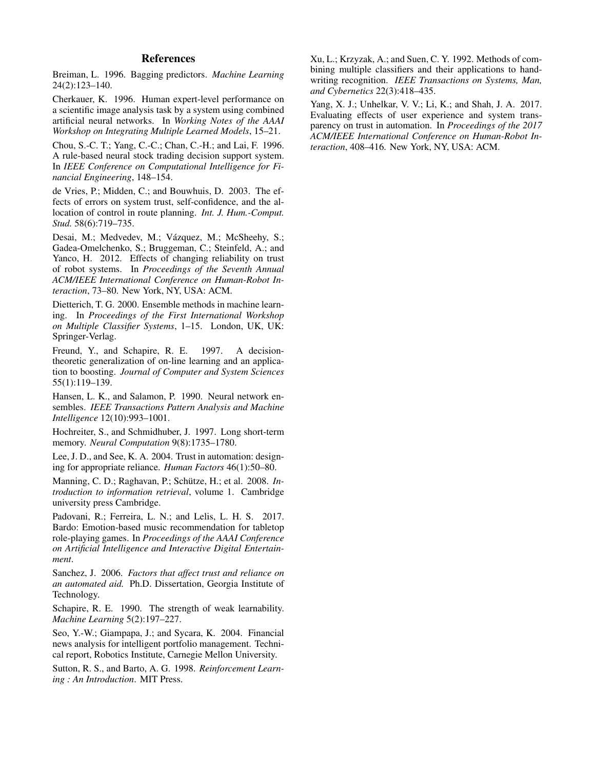## References

Breiman, L. 1996. Bagging predictors. *Machine Learning* 24(2):123–140.

Cherkauer, K. 1996. Human expert-level performance on a scientific image analysis task by a system using combined artificial neural networks. In *Working Notes of the AAAI Workshop on Integrating Multiple Learned Models*, 15–21.

Chou, S.-C. T.; Yang, C.-C.; Chan, C.-H.; and Lai, F. 1996. A rule-based neural stock trading decision support system. In *IEEE Conference on Computational Intelligence for Financial Engineering*, 148–154.

de Vries, P.; Midden, C.; and Bouwhuis, D. 2003. The effects of errors on system trust, self-confidence, and the allocation of control in route planning. *Int. J. Hum.-Comput. Stud.* 58(6):719–735.

Desai, M.; Medvedev, M.; Vázquez, M.; McSheehy, S.; Gadea-Omelchenko, S.; Bruggeman, C.; Steinfeld, A.; and Yanco, H. 2012. Effects of changing reliability on trust of robot systems. In *Proceedings of the Seventh Annual ACM/IEEE International Conference on Human-Robot Interaction*, 73–80. New York, NY, USA: ACM.

Dietterich, T. G. 2000. Ensemble methods in machine learning. In *Proceedings of the First International Workshop on Multiple Classifier Systems*, 1–15. London, UK, UK: Springer-Verlag.

Freund, Y., and Schapire, R. E. 1997. A decision-theoretic generalization of on-line learning and an application to boosting. *Journal of Computer and System Sciences* 55(1):119–139.

Hansen, L. K., and Salamon, P. 1990. Neural network ensembles. *IEEE Transactions Pattern Analysis and Machine Intelligence* 12(10):993–1001.

Hochreiter, S., and Schmidhuber, J. 1997. Long short-term memory. *Neural Computation* 9(8):1735–1780.

Lee, J. D., and See, K. A. 2004. Trust in automation: designing for appropriate reliance. *Human Factors* 46(1):50–80.

Manning, C. D.; Raghavan, P.; Schütze, H.; et al. 2008. *Introduction to information retrieval*, volume 1. Cambridge university press Cambridge.

Padovani, R.; Ferreira, L. N.; and Lelis, L. H. S. 2017. Bardo: Emotion-based music recommendation for tabletop role-playing games. In *Proceedings of the AAAI Conference on Artificial Intelligence and Interactive Digital Entertainment*.

Sanchez, J. 2006. *Factors that affect trust and reliance on an automated aid.* Ph.D. Dissertation, Georgia Institute of Technology.

Schapire, R. E. 1990. The strength of weak learnability. *Machine Learning* 5(2):197–227.

Seo, Y.-W.; Giampapa, J.; and Sycara, K. 2004. Financial news analysis for intelligent portfolio management. Technical report, Robotics Institute, Carnegie Mellon University.

Sutton, R. S., and Barto, A. G. 1998. *Reinforcement Learning : An Introduction*. MIT Press.

Xu, L.; Krzyzak, A.; and Suen, C. Y. 1992. Methods of combining multiple classifiers and their applications to handwriting recognition. *IEEE Transactions on Systems, Man, and Cybernetics* 22(3):418–435.

Yang, X. J.; Unhelkar, V. V.; Li, K.; and Shah, J. A. 2017. Evaluating effects of user experience and system transparency on trust in automation. In *Proceedings of the 2017 ACM/IEEE International Conference on Human-Robot Interaction*, 408–416. New York, NY, USA: ACM.